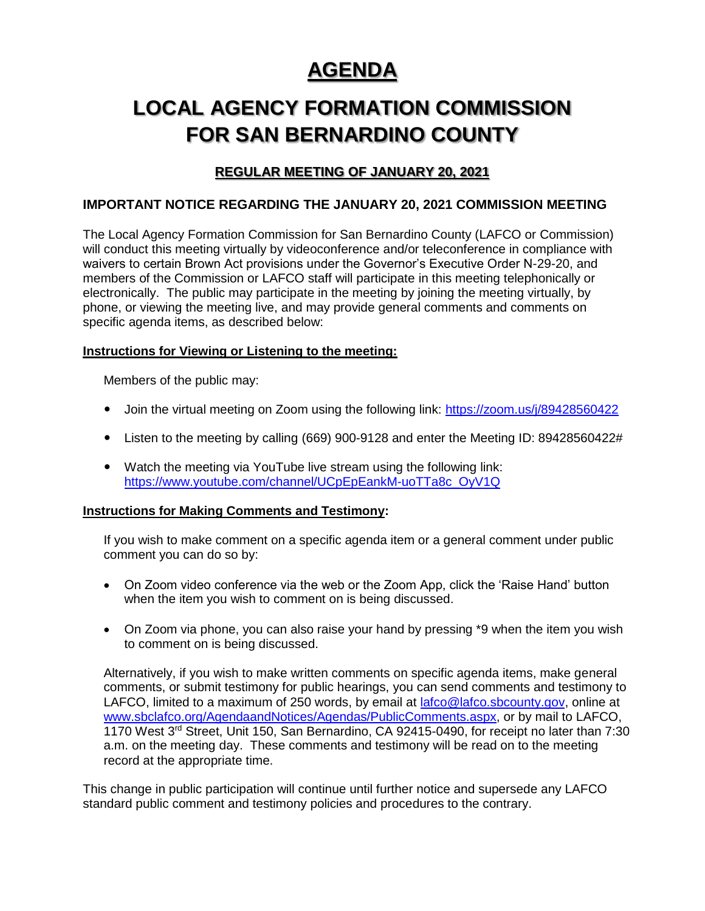# AGENDA

# LOCAL AGENCY FORMATION COMMISSION FOR SAN BERNARDINO COUNTY

## REGULAR MEETING OF JANUARY 20, 2021

### IMPORTANT NOTICE REGARDING THE JANUARY 20, 2021 COMMISSION MEETING

The Local Agency Formation Commission for San Bernardino County (LAFCO or Commission) will conduct this meeting virtually by videoconference and/or teleconference in compliance with waivers to certain Brown Act provisions under the Governor's Executive Order N-29-20, and members of the Commission or LAFCO staff will participate in this meeting telephonically or electronically. The public may participate in the meeting by joining the meeting virtually, by phone, or viewing the meeting live, and may provide general comments and comments on specific agenda items, as described below:

**Instructions for Viewing or Listening to the meeting:**

Members of the public may:

- Join the virtual meeting on Zoom using the following link: https://zoom.us/j/89428560422
- Listen to the meeting by calling (669) 900-9128 and enter the Meeting ID: 89428560422#
- Watch the meeting via YouTube live stream using the following link: https://www.youtube.com/channel/UCpEpEankM-uoTTa8c_OyV1Q

**Instructions for Making Comments and Testimony:**

If you wish to make comment on a specific agenda item or a general comment under public comment you can do so by:

- On Zoom video conference via the web or the Zoom App, click the 'Raise Hand' button when the item you wish to comment on is being discussed.
- On Zoom via phone, you can also raise your hand by pressing *9 when the item you wish to comment on is being discussed.

Alternatively, if you wish to make written comments on specific agenda items, make general comments, or submit testimony for public hearings, you can send comments and testimony to LAFCO, limited to a maximum of 250 words, by email at lafco@lafco.sbcounty.gov, online at www.sbclafco.org/AgendaandNotices/Agendas/PublicComments.aspx, or by mail to LAFCO, 1170 West 3rd Street, Unit 150, San Bernardino, CA 92415-0490, for receipt no later than 7:30 a.m. on the meeting day. These comments and testimony will be read on to the meeting record at the appropriate time.

This change in public participation will continue until further notice and supersede any LAFCO standard public comment and testimony policies and procedures to the contrary.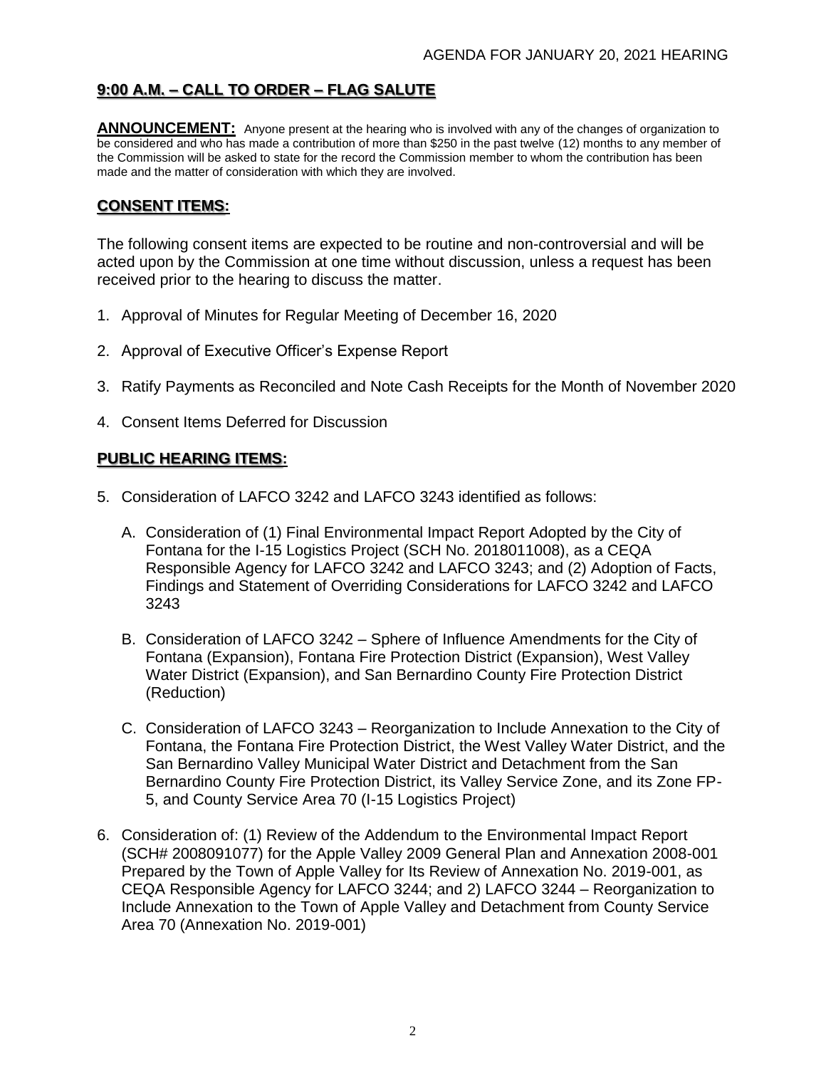## 9:00 A.M. – CALL TO ORDER – FLAG SALUTE

**ANNOUNCEMENT:** Anyone present at the hearing who is involved with any of the changes of organization to be considered and who has made a contribution of more than $250 in the past twelve (12) months to any member of the Commission will be asked to state for the record the Commission member to whom the contribution has been made and the matter of consideration with which they are involved.

## CONSENT ITEMS:

The following consent items are expected to be routine and non-controversial and will be acted upon by the Commission at one time without discussion, unless a request has been received prior to the hearing to discuss the matter.

1. Approval of Minutes for Regular Meeting of December 16, 2020
2. Approval of Executive Officer's Expense Report
3. Ratify Payments as Reconciled and Note Cash Receipts for the Month of November 2020
4. Consent Items Deferred for Discussion

## PUBLIC HEARING ITEMS:

5. Consideration of LAFCO 3242 and LAFCO 3243 identified as follows:

   A. Consideration of (1) Final Environmental Impact Report Adopted by the City of Fontana for the I-15 Logistics Project (SCH No. 2018011008), as a CEQA Responsible Agency for LAFCO 3242 and LAFCO 3243; and (2) Adoption of Facts, Findings and Statement of Overriding Considerations for LAFCO 3242 and LAFCO 3243

   B. Consideration of LAFCO 3242 – Sphere of Influence Amendments for the City of Fontana (Expansion), Fontana Fire Protection District (Expansion), West Valley Water District (Expansion), and San Bernardino County Fire Protection District (Reduction)

   C. Consideration of LAFCO 3243 – Reorganization to Include Annexation to the City of Fontana, the Fontana Fire Protection District, the West Valley Water District, and the San Bernardino Valley Municipal Water District and Detachment from the San Bernardino County Fire Protection District, its Valley Service Zone, and its Zone FP-5, and County Service Area 70 (I-15 Logistics Project)

6. Consideration of: (1) Review of the Addendum to the Environmental Impact Report (SCH# 2008091077) for the Apple Valley 2009 General Plan and Annexation 2008-001 Prepared by the Town of Apple Valley for Its Review of Annexation No. 2019-001, as CEQA Responsible Agency for LAFCO 3244; and 2) LAFCO 3244 – Reorganization to Include Annexation to the Town of Apple Valley and Detachment from County Service Area 70 (Annexation No. 2019-001)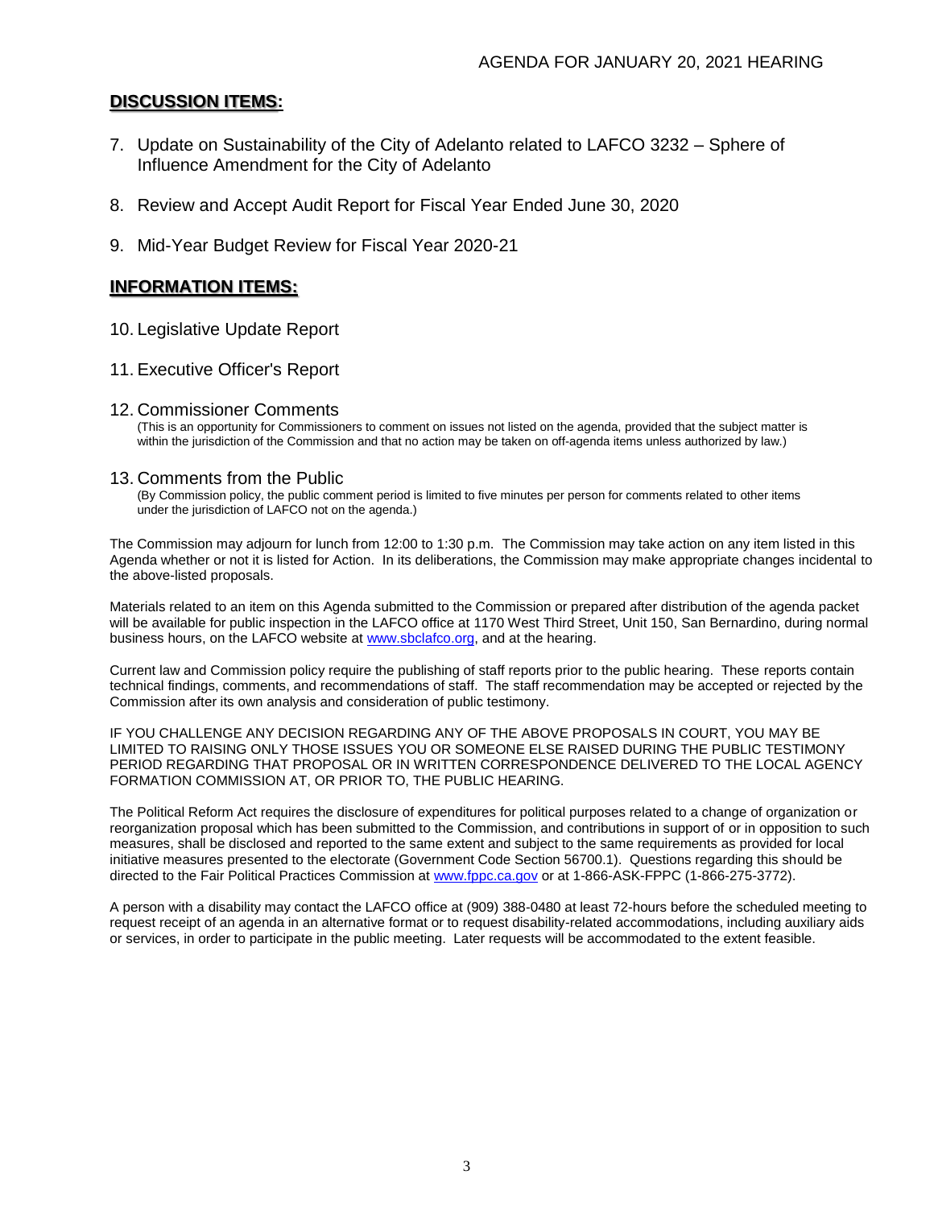## DISCUSSION ITEMS:

7. Update on Sustainability of the City of Adelanto related to LAFCO 3232 – Sphere of Influence Amendment for the City of Adelanto

8. Review and Accept Audit Report for Fiscal Year Ended June 30, 2020

9. Mid-Year Budget Review for Fiscal Year 2020-21

## INFORMATION ITEMS:

10. Legislative Update Report

11. Executive Officer's Report

12. Commissioner Comments
    (This is an opportunity for Commissioners to comment on issues not listed on the agenda, provided that the subject matter is within the jurisdiction of the Commission and that no action may be taken on off-agenda items unless authorized by law.)

13. Comments from the Public
    (By Commission policy, the public comment period is limited to five minutes per person for comments related to other items under the jurisdiction of LAFCO not on the agenda.)

The Commission may adjourn for lunch from 12:00 to 1:30 p.m. The Commission may take action on any item listed in this Agenda whether or not it is listed for Action. In its deliberations, the Commission may make appropriate changes incidental to the above-listed proposals.

Materials related to an item on this Agenda submitted to the Commission or prepared after distribution of the agenda packet will be available for public inspection in the LAFCO office at 1170 West Third Street, Unit 150, San Bernardino, during normal business hours, on the LAFCO website at www.sbclafco.org, and at the hearing.

Current law and Commission policy require the publishing of staff reports prior to the public hearing. These reports contain technical findings, comments, and recommendations of staff. The staff recommendation may be accepted or rejected by the Commission after its own analysis and consideration of public testimony.

IF YOU CHALLENGE ANY DECISION REGARDING ANY OF THE ABOVE PROPOSALS IN COURT, YOU MAY BE LIMITED TO RAISING ONLY THOSE ISSUES YOU OR SOMEONE ELSE RAISED DURING THE PUBLIC TESTIMONY PERIOD REGARDING THAT PROPOSAL OR IN WRITTEN CORRESPONDENCE DELIVERED TO THE LOCAL AGENCY FORMATION COMMISSION AT, OR PRIOR TO, THE PUBLIC HEARING.

The Political Reform Act requires the disclosure of expenditures for political purposes related to a change of organization or reorganization proposal which has been submitted to the Commission, and contributions in support of or in opposition to such measures, shall be disclosed and reported to the same extent and subject to the same requirements as provided for local initiative measures presented to the electorate (Government Code Section 56700.1). Questions regarding this should be directed to the Fair Political Practices Commission at www.fppc.ca.gov or at 1-866-ASK-FPPC (1-866-275-3772).

A person with a disability may contact the LAFCO office at (909) 388-0480 at least 72-hours before the scheduled meeting to request receipt of an agenda in an alternative format or to request disability-related accommodations, including auxiliary aids or services, in order to participate in the public meeting. Later requests will be accommodated to the extent feasible.